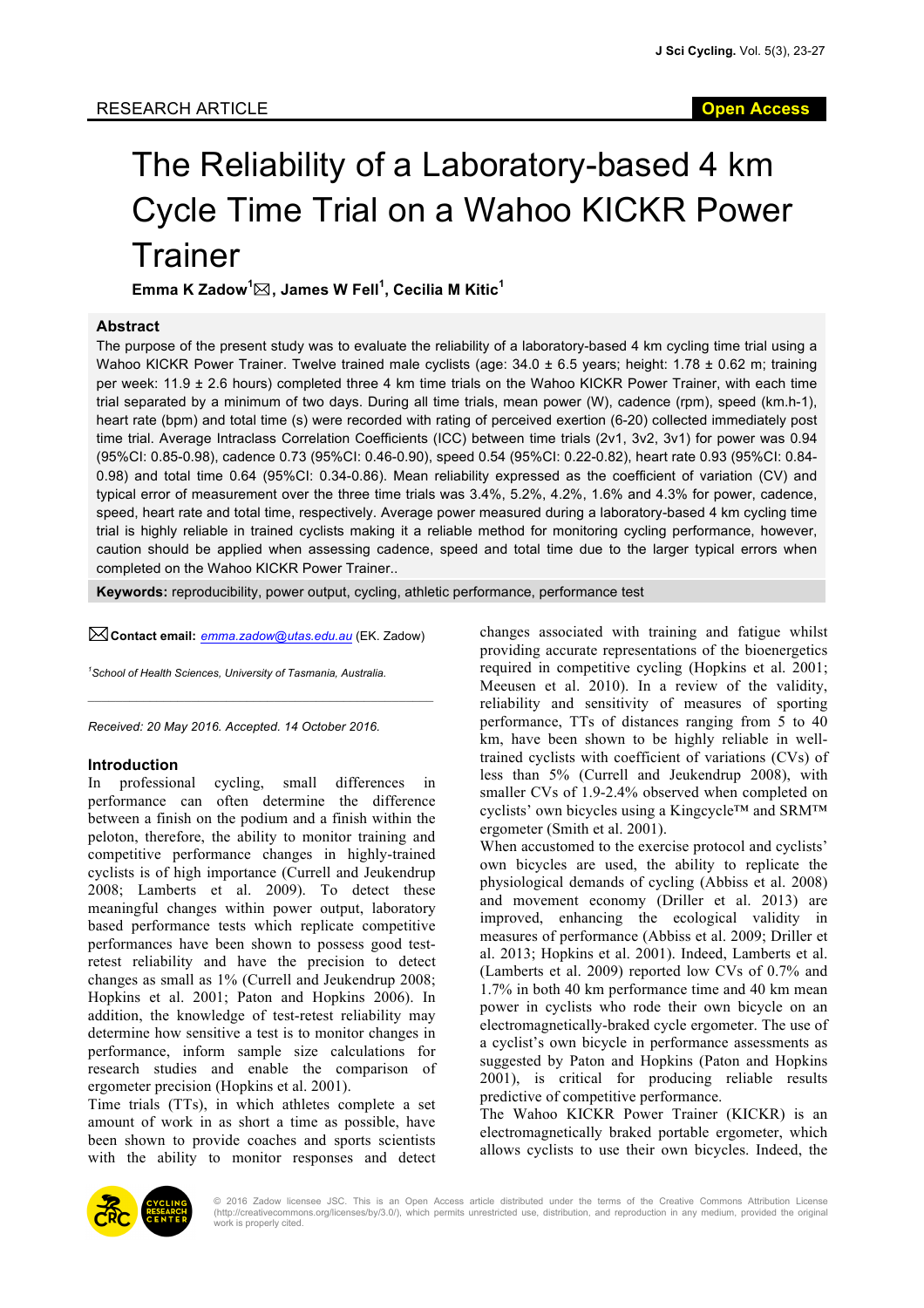RESEARCH ARTICLE

**Open Access**

# The Reliability of a Laboratory-based 4 km Cycle Time Trial on a Wahoo KICKR Power Trainer

**Emma K Zadow[1]✉, James W Fell[1], Cecilia M Kitic[1]**

## Abstract

The purpose of the present study was to evaluate the reliability of a laboratory-based 4 km cycling time trial using a Wahoo KICKR Power Trainer. Twelve trained male cyclists (age: 34.0 ± 6.5 years; height: 1.78 ± 0.62 m; training per week: 11.9 ± 2.6 hours) completed three 4 km time trials on the Wahoo KICKR Power Trainer, with each time trial separated by a minimum of two days. During all time trials, mean power (W), cadence (rpm), speed (km.h-1), heart rate (bpm) and total time (s) were recorded with rating of perceived exertion (6-20) collected immediately post time trial. Average Intraclass Correlation Coefficients (ICC) between time trials (2v1, 3v2, 3v1) for power was 0.94 (95%CI: 0.85-0.98), cadence 0.73 (95%CI: 0.46-0.90), speed 0.54 (95%CI: 0.22-0.82), heart rate 0.93 (95%CI: 0.84-0.98) and total time 0.64 (95%CI: 0.34-0.86). Mean reliability expressed as the coefficient of variation (CV) and typical error of measurement over the three time trials was 3.4%, 5.2%, 4.2%, 1.6% and 4.3% for power, cadence, speed, heart rate and total time, respectively. Average power measured during a laboratory-based 4 km cycling time trial is highly reliable in trained cyclists making it a reliable method for monitoring cycling performance, however, caution should be applied when assessing cadence, speed and total time due to the larger typical errors when completed on the Wahoo KICKR Power Trainer..

**Keywords:** reproducibility, power output, cycling, athletic performance, performance test

✉ **Contact email:** *emma.zadow@utas.edu.au* (EK. Zadow)

*[1] School of Health Sciences, University of Tasmania, Australia.*

*Received: 20 May 2016. Accepted. 14 October 2016.*

## Introduction

In professional cycling, small differences in performance can often determine the difference between a finish on the podium and a finish within the peloton, therefore, the ability to monitor training and competitive performance changes in highly-trained cyclists is of high importance (Currell and Jeukendrup 2008; Lamberts et al. 2009). To detect these meaningful changes within power output, laboratory based performance tests which replicate competitive performances have been shown to possess good test-retest reliability and have the precision to detect changes as small as 1% (Currell and Jeukendrup 2008; Hopkins et al. 2001; Paton and Hopkins 2006). In addition, the knowledge of test-retest reliability may determine how sensitive a test is to monitor changes in performance, inform sample size calculations for research studies and enable the comparison of ergometer precision (Hopkins et al. 2001).

Time trials (TTs), in which athletes complete a set amount of work in as short a time as possible, have been shown to provide coaches and sports scientists with the ability to monitor responses and detect changes associated with training and fatigue whilst providing accurate representations of the bioenergetics required in competitive cycling (Hopkins et al. 2001; Meeusen et al. 2010). In a review of the validity, reliability and sensitivity of measures of sporting performance, TTs of distances ranging from 5 to 40 km, have been shown to be highly reliable in well-trained cyclists with coefficient of variations (CVs) of less than 5% (Currell and Jeukendrup 2008), with smaller CVs of 1.9-2.4% observed when completed on cyclists' own bicycles using a Kingcycle™ and SRM™ ergometer (Smith et al. 2001).

When accustomed to the exercise protocol and cyclists' own bicycles are used, the ability to replicate the physiological demands of cycling (Abbiss et al. 2008) and movement economy (Driller et al. 2013) are improved, enhancing the ecological validity in measures of performance (Abbiss et al. 2009; Driller et al. 2013; Hopkins et al. 2001). Indeed, Lamberts et al. (Lamberts et al. 2009) reported low CVs of 0.7% and 1.7% in both 40 km performance time and 40 km mean power in cyclists who rode their own bicycle on an electromagnetically-braked cycle ergometer. The use of a cyclist's own bicycle in performance assessments as suggested by Paton and Hopkins (Paton and Hopkins 2001), is critical for producing reliable results predictive of competitive performance.

The Wahoo KICKR Power Trainer (KICKR) is an electromagnetically braked portable ergometer, which allows cyclists to use their own bicycles. Indeed, the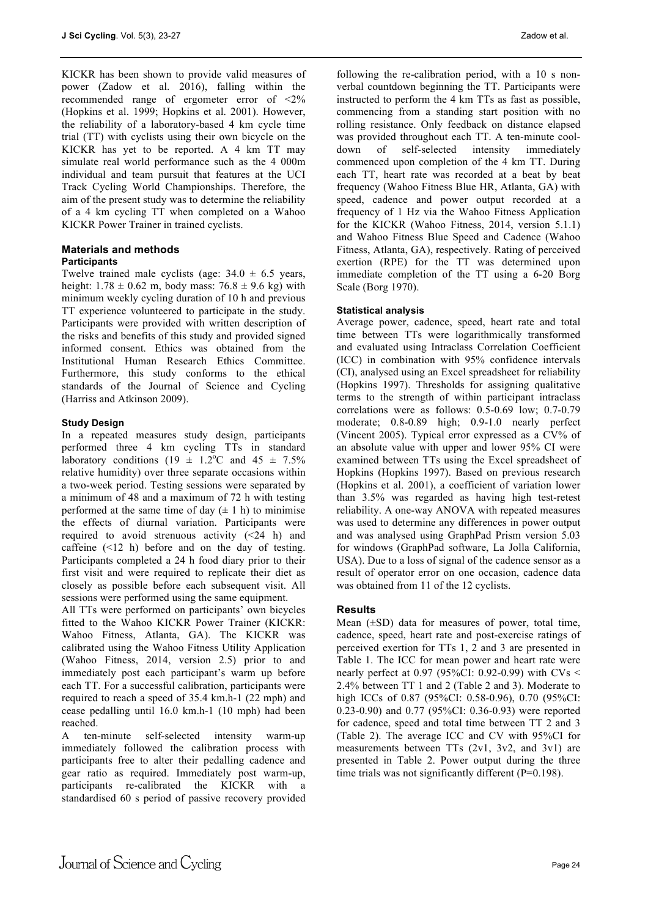KICKR has been shown to provide valid measures of power (Zadow et al. 2016), falling within the recommended range of ergometer error of <2% (Hopkins et al. 1999; Hopkins et al. 2001). However, the reliability of a laboratory-based 4 km cycle time trial (TT) with cyclists using their own bicycle on the KICKR has yet to be reported. A 4 km TT may simulate real world performance such as the 4 000m individual and team pursuit that features at the UCI Track Cycling World Championships. Therefore, the aim of the present study was to determine the reliability of a 4 km cycling TT when completed on a Wahoo KICKR Power Trainer in trained cyclists.

## Materials and methods

### Participants

Twelve trained male cyclists (age: $34.0 \pm 6.5$ years, height: $1.78 \pm 0.62$ m, body mass: $76.8 \pm 9.6$ kg) with minimum weekly cycling duration of 10 h and previous TT experience volunteered to participate in the study. Participants were provided with written description of the risks and benefits of this study and provided signed informed consent. Ethics was obtained from the Institutional Human Research Ethics Committee. Furthermore, this study conforms to the ethical standards of the Journal of Science and Cycling (Harriss and Atkinson 2009).

### Study Design

In a repeated measures study design, participants performed three 4 km cycling TTs in standard laboratory conditions ($19 \pm 1.2$°C and $45 \pm 7.5$% relative humidity) over three separate occasions within a two-week period. Testing sessions were separated by a minimum of 48 and a maximum of 72 h with testing performed at the same time of day ($\pm$ 1 h) to minimise the effects of diurnal variation. Participants were required to avoid strenuous activity (<24 h) and caffeine (<12 h) before and on the day of testing. Participants completed a 24 h food diary prior to their first visit and were required to replicate their diet as closely as possible before each subsequent visit. All sessions were performed using the same equipment.

All TTs were performed on participants' own bicycles fitted to the Wahoo KICKR Power Trainer (KICKR: Wahoo Fitness, Atlanta, GA). The KICKR was calibrated using the Wahoo Fitness Utility Application (Wahoo Fitness, 2014, version 2.5) prior to and immediately post each participant's warm up before each TT. For a successful calibration, participants were required to reach a speed of 35.4 km.h-1 (22 mph) and cease pedalling until 16.0 km.h-1 (10 mph) had been reached.

A ten-minute self-selected intensity warm-up immediately followed the calibration process with participants free to alter their pedalling cadence and gear ratio as required. Immediately post warm-up, participants re-calibrated the KICKR with a standardised 60 s period of passive recovery provided following the re-calibration period, with a 10 s non-verbal countdown beginning the TT. Participants were instructed to perform the 4 km TTs as fast as possible, commencing from a standing start position with no rolling resistance. Only feedback on distance elapsed was provided throughout each TT. A ten-minute cool-down of self-selected intensity immediately commenced upon completion of the 4 km TT. During each TT, heart rate was recorded at a beat by beat frequency (Wahoo Fitness Blue HR, Atlanta, GA) with speed, cadence and power output recorded at a frequency of 1 Hz via the Wahoo Fitness Application for the KICKR (Wahoo Fitness, 2014, version 5.1.1) and Wahoo Fitness Blue Speed and Cadence (Wahoo Fitness, Atlanta, GA), respectively. Rating of perceived exertion (RPE) for the TT was determined upon immediate completion of the TT using a 6-20 Borg Scale (Borg 1970).

### Statistical analysis

Average power, cadence, speed, heart rate and total time between TTs were logarithmically transformed and evaluated using Intraclass Correlation Coefficient (ICC) in combination with 95% confidence intervals (CI), analysed using an Excel spreadsheet for reliability (Hopkins 1997). Thresholds for assigning qualitative terms to the strength of within participant intraclass correlations were as follows: 0.5-0.69 low; 0.7-0.79 moderate; 0.8-0.89 high; 0.9-1.0 nearly perfect (Vincent 2005). Typical error expressed as a CV% of an absolute value with upper and lower 95% CI were examined between TTs using the Excel spreadsheet of Hopkins (Hopkins 1997). Based on previous research (Hopkins et al. 2001), a coefficient of variation lower than 3.5% was regarded as having high test-retest reliability. A one-way ANOVA with repeated measures was used to determine any differences in power output and was analysed using GraphPad Prism version 5.03 for windows (GraphPad software, La Jolla California, USA). Due to a loss of signal of the cadence sensor as a result of operator error on one occasion, cadence data was obtained from 11 of the 12 cyclists.

## Results

Mean ($\pm$SD) data for measures of power, total time, cadence, speed, heart rate and post-exercise ratings of perceived exertion for TTs 1, 2 and 3 are presented in Table 1. The ICC for mean power and heart rate were nearly perfect at 0.97 (95%CI: 0.92-0.99) with CVs < 2.4% between TT 1 and 2 (Table 2 and 3). Moderate to high ICCs of 0.87 (95%CI: 0.58-0.96), 0.70 (95%CI: 0.23-0.90) and 0.77 (95%CI: 0.36-0.93) were reported for cadence, speed and total time between TT 2 and 3 (Table 2). The average ICC and CV with 95%CI for measurements between TTs (2v1, 3v2, and 3v1) are presented in Table 2. Power output during the three time trials was not significantly different ($P=0.198$).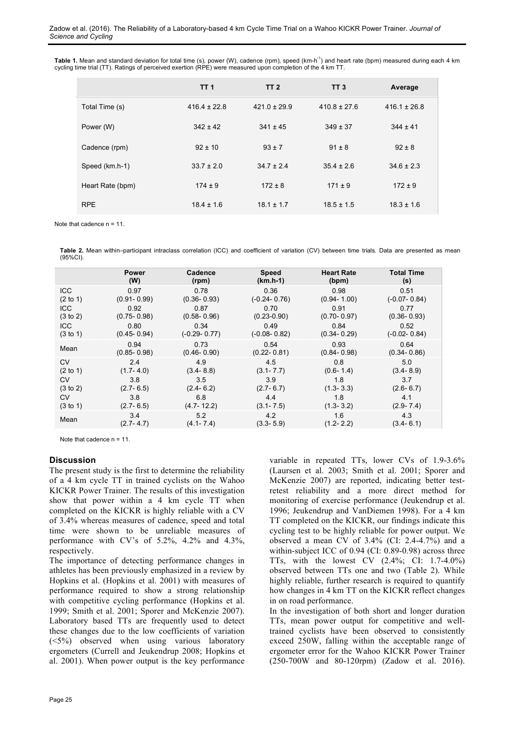**Table 1.** Mean and standard deviation for total time (s), power (W), cadence (rpm), speed (km-h$^{-1}$) and heart rate (bpm) measured during each 4 km cycling time trial (TT). Ratings of perceived exertion (RPE) were measured upon completion of the 4 km TT.

| | TT 1 | TT 2 | TT 3 | Average |
|---|---|---|---|---|
| Total Time (s) | 416.4 ± 22.8 | 421.0 ± 29.9 | 410.8 ± 27.6 | 416.1 ± 26.8 |
| Power (W) | 342 ± 42 | 341 ± 45 | 349 ± 37 | 344 ± 41 |
| Cadence (rpm) | 92 ± 10 | 93 ± 7 | 91 ± 8 | 92 ± 8 |
| Speed (km.h-1) | 33.7 ± 2.0 | 34.7 ± 2.4 | 35.4 ± 2.6 | 34.6 ± 2.3 |
| Heart Rate (bpm) | 174 ± 9 | 172 ± 8 | 171 ± 9 | 172 ± 9 |
| RPE | 18.4 ± 1.6 | 18.1 ± 1.7 | 18.5 ± 1.5 | 18.3 ± 1.6 |

Note that cadence n = 11.

**Table 2.** Mean within–participant intraclass correlation (ICC) and coefficient of variation (CV) between time trials. Data are presented as mean (95%CI).

| | Power (W) | Cadence (rpm) | Speed (km.h-1) | Heart Rate (bpm) | Total Time (s) |
|---|---|---|---|---|---|
| ICC (2 to 1) | 0.97 (0.91- 0.99) | 0.78 (0.36- 0.93) | 0.36 (-0.24- 0.76) | 0.98 (0.94- 1.00) | 0.51 (-0.07- 0.84) |
| ICC (3 to 2) | 0.92 (0.75- 0.98) | 0.87 (0.58- 0.96) | 0.70 (0.23-0.90) | 0.91 (0.70- 0.97) | 0.77 (0.36- 0.93) |
| ICC (3 to 1) | 0.80 (0.45- 0.94) | 0.34 (-0.29- 0.77) | 0.49 (-0.08- 0.82) | 0.84 (0.34- 0.29) | 0.52 (-0.02- 0.84) |
| Mean | 0.94 (0.85- 0.98) | 0.73 (0.46- 0.90) | 0.54 (0.22- 0.81) | 0.93 (0.84- 0.98) | 0.64 (0.34- 0.86) |
| CV (2 to 1) | 2.4 (1.7- 4.0) | 4.9 (3.4- 8.8) | 4.5 (3.1- 7.7) | 0.8 (0.6- 1.4) | 5.0 (3.4- 8.9) |
| CV (3 to 2) | 3.8 (2.7- 6.5) | 3.5 (2.4- 6.2) | 3.9 (2.7- 6.7) | 1.8 (1.3- 3.3) | 3.7 (2.6- 6.7) |
| CV (3 to 1) | 3.8 (2.7- 6.5) | 6.8 (4.7- 12.2) | 4.4 (3.1- 7.5) | 1.8 (1.3- 3.2) | 4.1 (2.9- 7.4) |
| Mean | 3.4 (2.7- 4.7) | 5.2 (4.1- 7.4) | 4.2 (3.3- 5.9) | 1.6 (1.2- 2.2) | 4.3 (3.4- 6.1) |

Note that cadence n = 11.

## Discussion

The present study is the first to determine the reliability of a 4 km cycle TT in trained cyclists on the Wahoo KICKR Power Trainer. The results of this investigation show that power within a 4 km cycle TT when completed on the KICKR is highly reliable with a CV of 3.4% whereas measures of cadence, speed and total time were shown to be unreliable measures of performance with CV's of 5.2%, 4.2% and 4.3%, respectively.

The importance of detecting performance changes in athletes has been previously emphasized in a review by Hopkins et al. (Hopkins et al. 2001) with measures of performance required to show a strong relationship with competitive cycling performance (Hopkins et al. 1999; Smith et al. 2001; Sporer and McKenzie 2007). Laboratory based TTs are frequently used to detect these changes due to the low coefficients of variation (<5%) observed when using various laboratory ergometers (Currell and Jeukendrup 2008; Hopkins et al. 2001). When power output is the key performance variable in repeated TTs, lower CVs of 1.9-3.6% (Laursen et al. 2003; Smith et al. 2001; Sporer and McKenzie 2007) are reported, indicating better test-retest reliability and a more direct method for monitoring of exercise performance (Jeukendrup et al. 1996; Jeukendrup and VanDiemen 1998). For a 4 km TT completed on the KICKR, our findings indicate this cycling test to be highly reliable for power output. We observed a mean CV of 3.4% (CI: 2.4-4.7%) and a within-subject ICC of 0.94 (CI: 0.89-0.98) across three TTs, with the lowest CV (2.4%; CI: 1.7-4.0%) observed between TTs one and two (Table 2). While highly reliable, further research is required to quantify how changes in 4 km TT on the KICKR reflect changes in on road performance.

In the investigation of both short and longer duration TTs, mean power output for competitive and well-trained cyclists have been observed to consistently exceed 250W, falling within the acceptable range of ergometer error for the Wahoo KICKR Power Trainer (250-700W and 80-120rpm) (Zadow et al. 2016).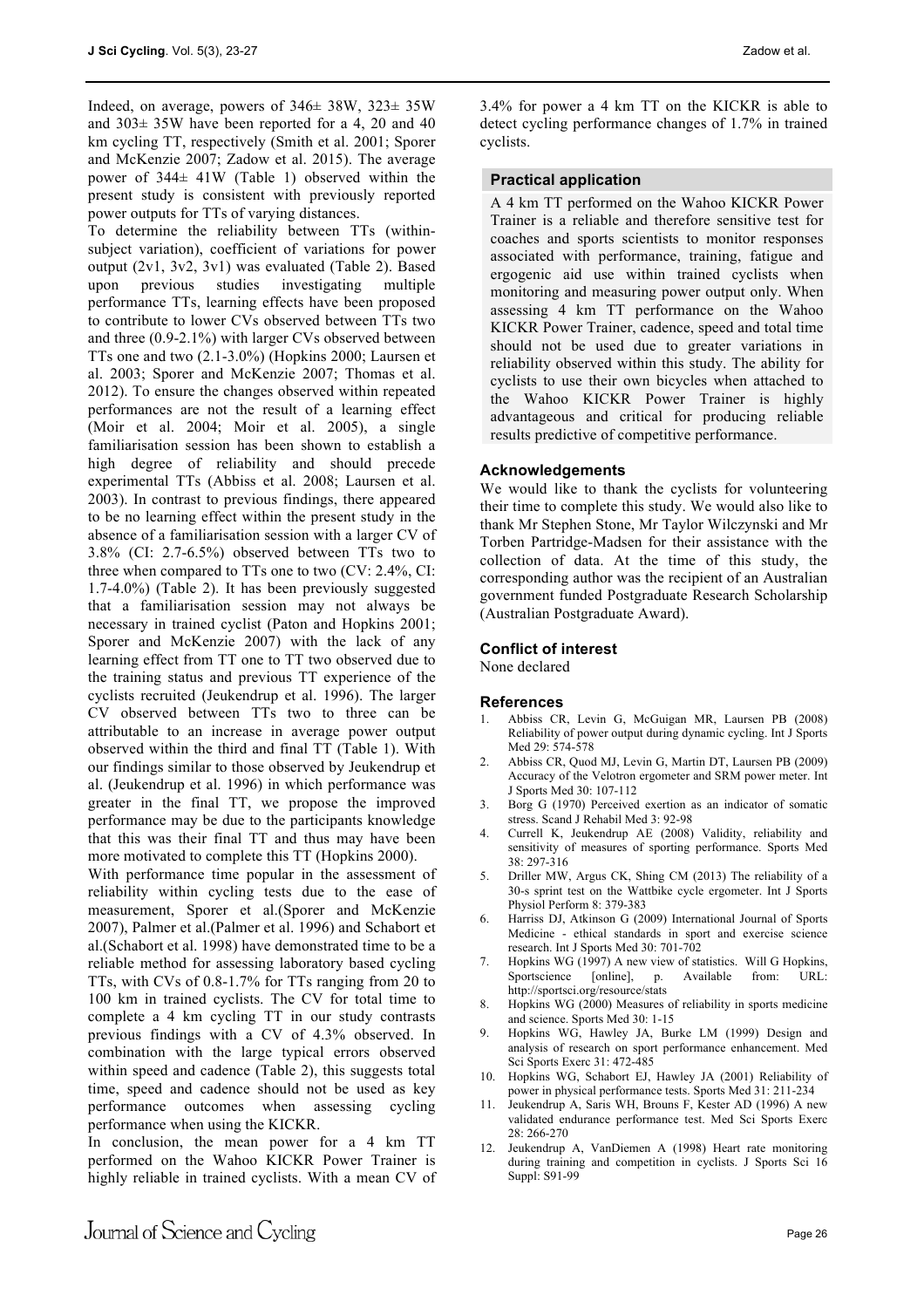Indeed, on average, powers of 346± 38W, 323± 35W and 303± 35W have been reported for a 4, 20 and 40 km cycling TT, respectively (Smith et al. 2001; Sporer and McKenzie 2007; Zadow et al. 2015). The average power of 344± 41W (Table 1) observed within the present study is consistent with previously reported power outputs for TTs of varying distances.

To determine the reliability between TTs (within-subject variation), coefficient of variations for power output (2v1, 3v2, 3v1) was evaluated (Table 2). Based upon previous studies investigating multiple performance TTs, learning effects have been proposed to contribute to lower CVs observed between TTs two and three (0.9-2.1%) with larger CVs observed between TTs one and two (2.1-3.0%) (Hopkins 2000; Laursen et al. 2003; Sporer and McKenzie 2007; Thomas et al. 2012). To ensure the changes observed within repeated performances are not the result of a learning effect (Moir et al. 2004; Moir et al. 2005), a single familiarisation session has been shown to establish a high degree of reliability and should precede experimental TTs (Abbiss et al. 2008; Laursen et al. 2003). In contrast to previous findings, there appeared to be no learning effect within the present study in the absence of a familiarisation session with a larger CV of 3.8% (CI: 2.7-6.5%) observed between TTs two to three when compared to TTs one to two (CV: 2.4%, CI: 1.7-4.0%) (Table 2). It has been previously suggested that a familiarisation session may not always be necessary in trained cyclist (Paton and Hopkins 2001; Sporer and McKenzie 2007) with the lack of any learning effect from TT one to TT two observed due to the training status and previous TT experience of the cyclists recruited (Jeukendrup et al. 1996). The larger CV observed between TTs two to three can be attributable to an increase in average power output observed within the third and final TT (Table 1). With our findings similar to those observed by Jeukendrup et al. (Jeukendrup et al. 1996) in which performance was greater in the final TT, we propose the improved performance may be due to the participants knowledge that this was their final TT and thus may have been more motivated to complete this TT (Hopkins 2000).

With performance time popular in the assessment of reliability within cycling tests due to the ease of measurement, Sporer et al.(Sporer and McKenzie 2007), Palmer et al.(Palmer et al. 1996) and Schabort et al.(Schabort et al. 1998) have demonstrated time to be a reliable method for assessing laboratory based cycling TTs, with CVs of 0.8-1.7% for TTs ranging from 20 to 100 km in trained cyclists. The CV for total time to complete a 4 km cycling TT in our study contrasts previous findings with a CV of 4.3% observed. In combination with the large typical errors observed within speed and cadence (Table 2), this suggests total time, speed and cadence should not be used as key performance outcomes when assessing cycling performance when using the KICKR.

In conclusion, the mean power for a 4 km TT performed on the Wahoo KICKR Power Trainer is highly reliable in trained cyclists. With a mean CV of 3.4% for power a 4 km TT on the KICKR is able to detect cycling performance changes of 1.7% in trained cyclists.

### Practical application

A 4 km TT performed on the Wahoo KICKR Power Trainer is a reliable and therefore sensitive test for coaches and sports scientists to monitor responses associated with performance, training, fatigue and ergogenic aid use within trained cyclists when monitoring and measuring power output only. When assessing 4 km TT performance on the Wahoo KICKR Power Trainer, cadence, speed and total time should not be used due to greater variations in reliability observed within this study. The ability for cyclists to use their own bicycles when attached to the Wahoo KICKR Power Trainer is highly advantageous and critical for producing reliable results predictive of competitive performance.

### Acknowledgements

We would like to thank the cyclists for volunteering their time to complete this study. We would also like to thank Mr Stephen Stone, Mr Taylor Wilczynski and Mr Torben Partridge-Madsen for their assistance with the collection of data. At the time of this study, the corresponding author was the recipient of an Australian government funded Postgraduate Research Scholarship (Australian Postgraduate Award).

### Conflict of interest

None declared

### References

1. Abbiss CR, Levin G, McGuigan MR, Laursen PB (2008) Reliability of power output during dynamic cycling. Int J Sports Med 29: 574-578
2. Abbiss CR, Quod MJ, Levin G, Martin DT, Laursen PB (2009) Accuracy of the Velotron ergometer and SRM power meter. Int J Sports Med 30: 107-112
3. Borg G (1970) Perceived exertion as an indicator of somatic stress. Scand J Rehabil Med 3: 92-98
4. Currell K, Jeukendrup AE (2008) Validity, reliability and sensitivity of measures of sporting performance. Sports Med 38: 297-316
5. Driller MW, Argus CK, Shing CM (2013) The reliability of a 30-s sprint test on the Wattbike cycle ergometer. Int J Sports Physiol Perform 8: 379-383
6. Harriss DJ, Atkinson G (2009) International Journal of Sports Medicine - ethical standards in sport and exercise science research. Int J Sports Med 30: 701-702
7. Hopkins WG (1997) A new view of statistics. Will G Hopkins, Sportscience [online], p. Available from: URL: http://sportsci.org/resource/stats
8. Hopkins WG (2000) Measures of reliability in sports medicine and science. Sports Med 30: 1-15
9. Hopkins WG, Hawley JA, Burke LM (1999) Design and analysis of research on sport performance enhancement. Med Sci Sports Exerc 31: 472-485
10. Hopkins WG, Schabort EJ, Hawley JA (2001) Reliability of power in physical performance tests. Sports Med 31: 211-234
11. Jeukendrup A, Saris WH, Brouns F, Kester AD (1996) A new validated endurance performance test. Med Sci Sports Exerc 28: 266-270
12. Jeukendrup A, VanDiemen A (1998) Heart rate monitoring during training and competition in cyclists. J Sports Sci 16 Suppl: S91-99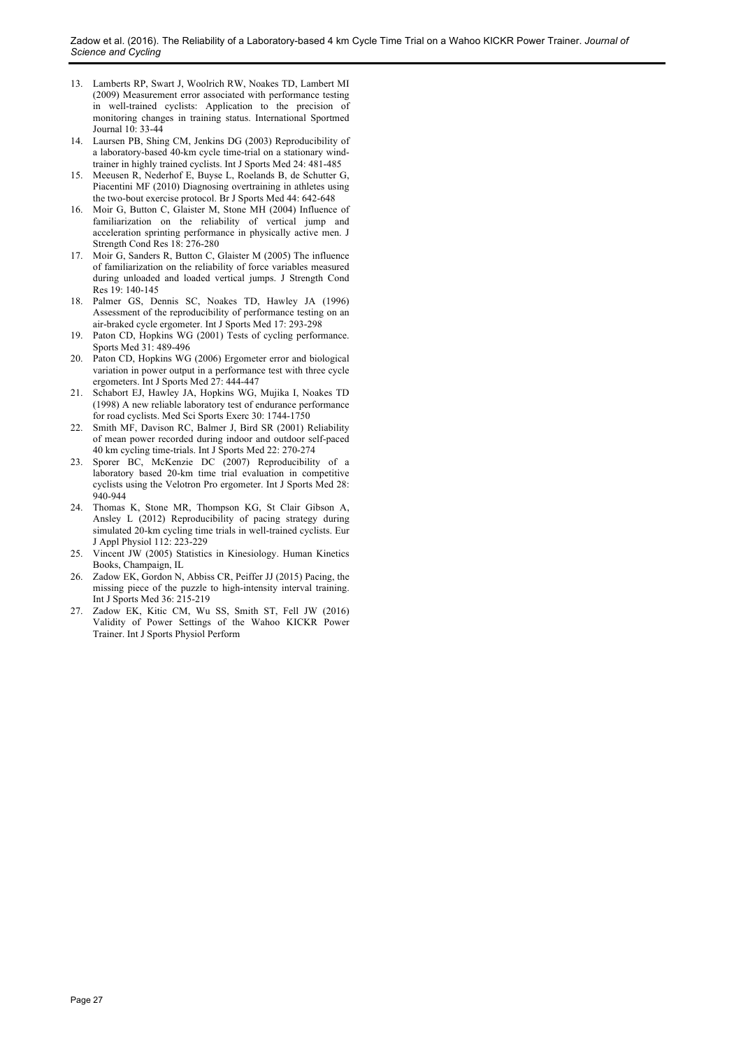13. Lamberts RP, Swart J, Woolrich RW, Noakes TD, Lambert MI (2009) Measurement error associated with performance testing in well-trained cyclists: Application to the precision of monitoring changes in training status. International Sportmed Journal 10: 33-44
14. Laursen PB, Shing CM, Jenkins DG (2003) Reproducibility of a laboratory-based 40-km cycle time-trial on a stationary wind-trainer in highly trained cyclists. Int J Sports Med 24: 481-485
15. Meeusen R, Nederhof E, Buyse L, Roelands B, de Schutter G, Piacentini MF (2010) Diagnosing overtraining in athletes using the two-bout exercise protocol. Br J Sports Med 44: 642-648
16. Moir G, Button C, Glaister M, Stone MH (2004) Influence of familiarization on the reliability of vertical jump and acceleration sprinting performance in physically active men. J Strength Cond Res 18: 276-280
17. Moir G, Sanders R, Button C, Glaister M (2005) The influence of familiarization on the reliability of force variables measured during unloaded and loaded vertical jumps. J Strength Cond Res 19: 140-145
18. Palmer GS, Dennis SC, Noakes TD, Hawley JA (1996) Assessment of the reproducibility of performance testing on an air-braked cycle ergometer. Int J Sports Med 17: 293-298
19. Paton CD, Hopkins WG (2001) Tests of cycling performance. Sports Med 31: 489-496
20. Paton CD, Hopkins WG (2006) Ergometer error and biological variation in power output in a performance test with three cycle ergometers. Int J Sports Med 27: 444-447
21. Schabort EJ, Hawley JA, Hopkins WG, Mujika I, Noakes TD (1998) A new reliable laboratory test of endurance performance for road cyclists. Med Sci Sports Exerc 30: 1744-1750
22. Smith MF, Davison RC, Balmer J, Bird SR (2001) Reliability of mean power recorded during indoor and outdoor self-paced 40 km cycling time-trials. Int J Sports Med 22: 270-274
23. Sporer BC, McKenzie DC (2007) Reproducibility of a laboratory based 20-km time trial evaluation in competitive cyclists using the Velotron Pro ergometer. Int J Sports Med 28: 940-944
24. Thomas K, Stone MR, Thompson KG, St Clair Gibson A, Ansley L (2012) Reproducibility of pacing strategy during simulated 20-km cycling time trials in well-trained cyclists. Eur J Appl Physiol 112: 223-229
25. Vincent JW (2005) Statistics in Kinesiology. Human Kinetics Books, Champaign, IL
26. Zadow EK, Gordon N, Abbiss CR, Peiffer JJ (2015) Pacing, the missing piece of the puzzle to high-intensity interval training. Int J Sports Med 36: 215-219
27. Zadow EK, Kitic CM, Wu SS, Smith ST, Fell JW (2016) Validity of Power Settings of the Wahoo KICKR Power Trainer. Int J Sports Physiol Perform